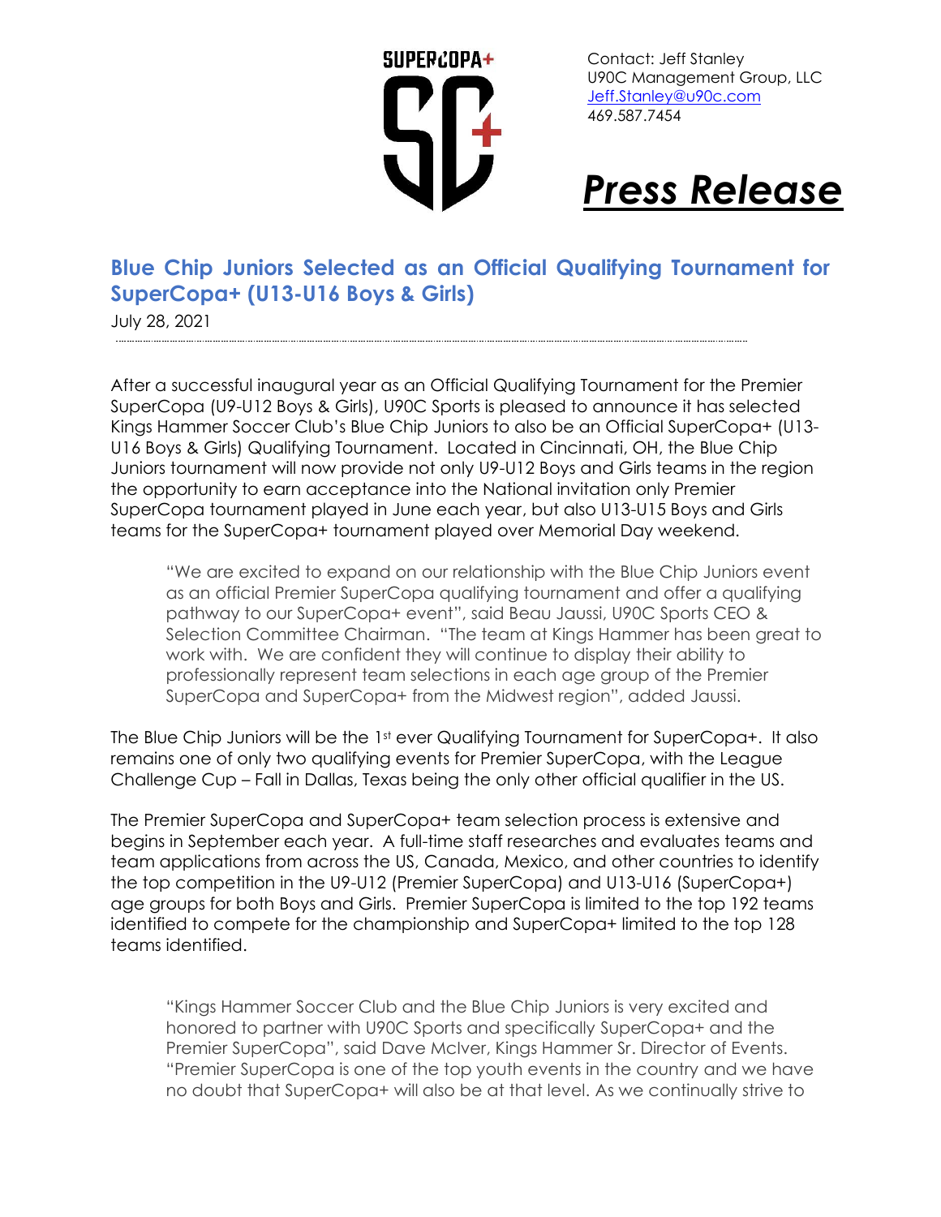SUPERCOPA+

Contact: Jeff Stanley
U90C Management Group, LLC
Jeff.Stanley@u90c.com
469.587.7454

# *Press Release*

## Blue Chip Juniors Selected as an Official Qualifying Tournament for SuperCopa+ (U13-U16 Boys & Girls)

July 28, 2021

After a successful inaugural year as an Official Qualifying Tournament for the Premier SuperCopa (U9-U12 Boys & Girls), U90C Sports is pleased to announce it has selected Kings Hammer Soccer Club's Blue Chip Juniors to also be an Official SuperCopa+ (U13-U16 Boys & Girls) Qualifying Tournament. Located in Cincinnati, OH, the Blue Chip Juniors tournament will now provide not only U9-U12 Boys and Girls teams in the region the opportunity to earn acceptance into the National invitation only Premier SuperCopa tournament played in June each year, but also U13-U15 Boys and Girls teams for the SuperCopa+ tournament played over Memorial Day weekend.

> "We are excited to expand on our relationship with the Blue Chip Juniors event as an official Premier SuperCopa qualifying tournament and offer a qualifying pathway to our SuperCopa+ event", said Beau Jaussi, U90C Sports CEO & Selection Committee Chairman. "The team at Kings Hammer has been great to work with. We are confident they will continue to display their ability to professionally represent team selections in each age group of the Premier SuperCopa and SuperCopa+ from the Midwest region", added Jaussi.

The Blue Chip Juniors will be the 1st ever Qualifying Tournament for SuperCopa+. It also remains one of only two qualifying events for Premier SuperCopa, with the League Challenge Cup – Fall in Dallas, Texas being the only other official qualifier in the US.

The Premier SuperCopa and SuperCopa+ team selection process is extensive and begins in September each year. A full-time staff researches and evaluates teams and team applications from across the US, Canada, Mexico, and other countries to identify the top competition in the U9-U12 (Premier SuperCopa) and U13-U16 (SuperCopa+) age groups for both Boys and Girls. Premier SuperCopa is limited to the top 192 teams identified to compete for the championship and SuperCopa+ limited to the top 128 teams identified.

> "Kings Hammer Soccer Club and the Blue Chip Juniors is very excited and honored to partner with U90C Sports and specifically SuperCopa+ and the Premier SuperCopa", said Dave McIver, Kings Hammer Sr. Director of Events. "Premier SuperCopa is one of the top youth events in the country and we have no doubt that SuperCopa+ will also be at that level. As we continually strive to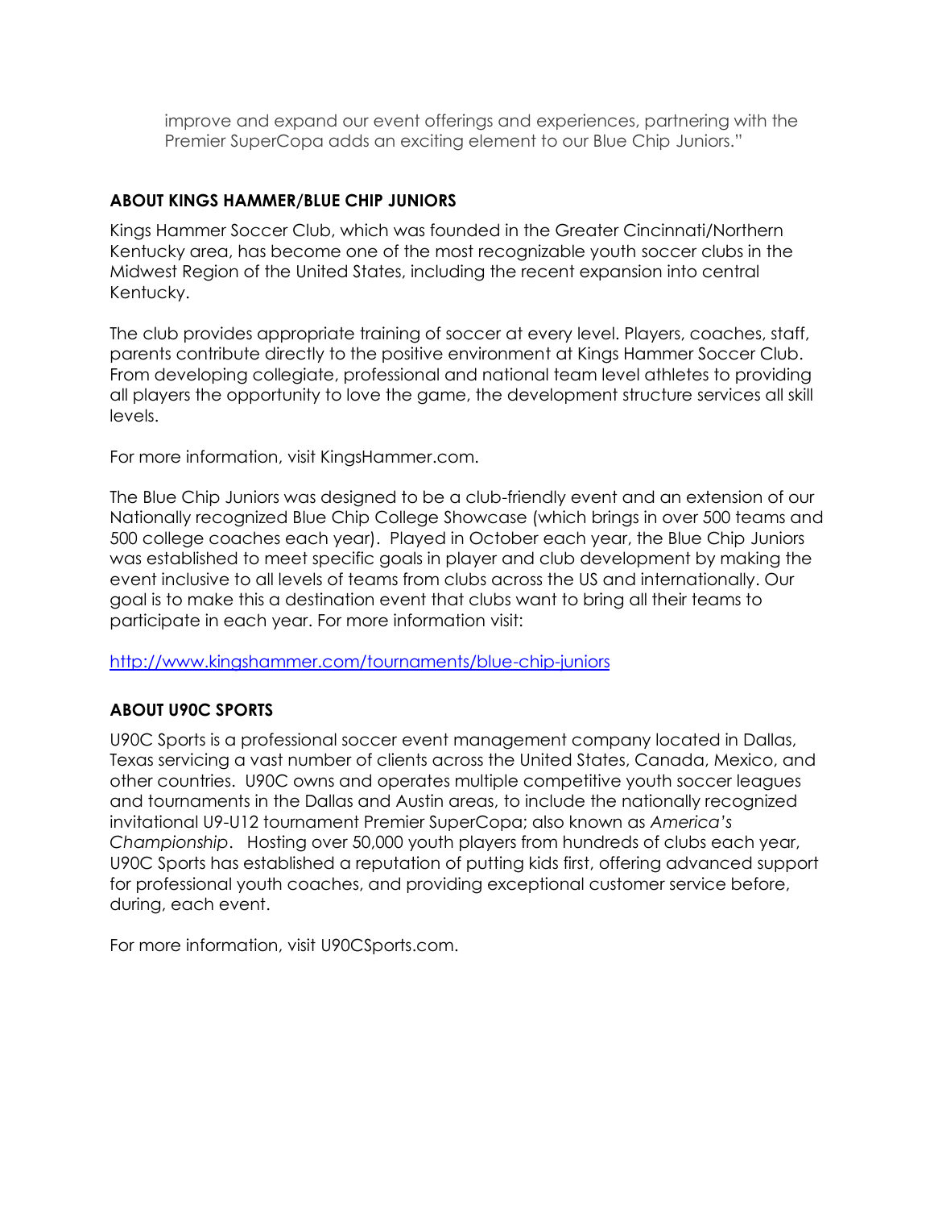improve and expand our event offerings and experiences, partnering with the Premier SuperCopa adds an exciting element to our Blue Chip Juniors."

**ABOUT KINGS HAMMER/BLUE CHIP JUNIORS**

Kings Hammer Soccer Club, which was founded in the Greater Cincinnati/Northern Kentucky area, has become one of the most recognizable youth soccer clubs in the Midwest Region of the United States, including the recent expansion into central Kentucky.

The club provides appropriate training of soccer at every level. Players, coaches, staff, parents contribute directly to the positive environment at Kings Hammer Soccer Club. From developing collegiate, professional and national team level athletes to providing all players the opportunity to love the game, the development structure services all skill levels.

For more information, visit KingsHammer.com.

The Blue Chip Juniors was designed to be a club-friendly event and an extension of our Nationally recognized Blue Chip College Showcase (which brings in over 500 teams and 500 college coaches each year). Played in October each year, the Blue Chip Juniors was established to meet specific goals in player and club development by making the event inclusive to all levels of teams from clubs across the US and internationally. Our goal is to make this a destination event that clubs want to bring all their teams to participate in each year. For more information visit:

http://www.kingshammer.com/tournaments/blue-chip-juniors

**ABOUT U90C SPORTS**

U90C Sports is a professional soccer event management company located in Dallas, Texas servicing a vast number of clients across the United States, Canada, Mexico, and other countries. U90C owns and operates multiple competitive youth soccer leagues and tournaments in the Dallas and Austin areas, to include the nationally recognized invitational U9-U12 tournament Premier SuperCopa; also known as *America's Championship*. Hosting over 50,000 youth players from hundreds of clubs each year, U90C Sports has established a reputation of putting kids first, offering advanced support for professional youth coaches, and providing exceptional customer service before, during, each event.

For more information, visit U90CSports.com.